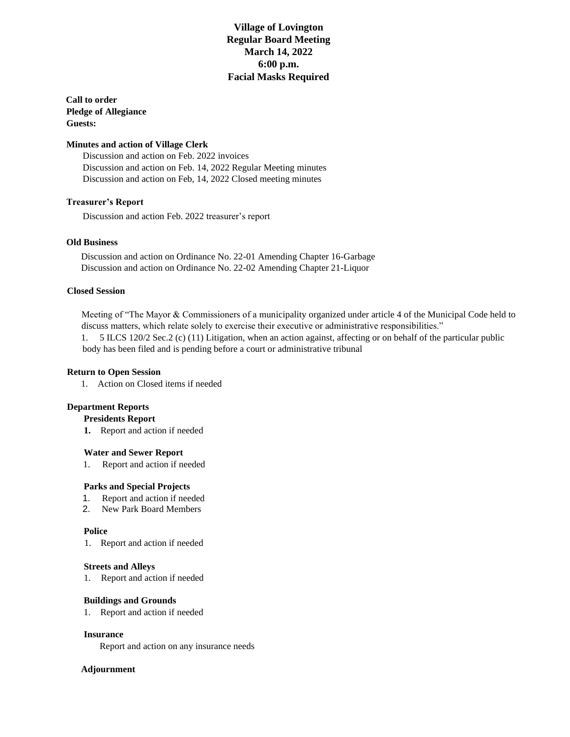# Village of Lovington
## Regular Board Meeting
## March 14, 2022
## 6:00 p.m.
## Facial Masks Required

**Call to order**
**Pledge of Allegiance**
**Guests:**

**Minutes and action of Village Clerk**

Discussion and action on Feb. 2022 invoices
Discussion and action on Feb. 14, 2022 Regular Meeting minutes
Discussion and action on Feb, 14, 2022 Closed meeting minutes

**Treasurer's Report**

Discussion and action Feb. 2022 treasurer's report

**Old Business**

Discussion and action on Ordinance No. 22-01 Amending Chapter 16-Garbage
Discussion and action on Ordinance No. 22-02 Amending Chapter 21-Liquor

**Closed Session**

Meeting of "The Mayor & Commissioners of a municipality organized under article 4 of the Municipal Code held to discuss matters, which relate solely to exercise their executive or administrative responsibilities."

1. 5 ILCS 120/2 Sec.2 (c) (11) Litigation, when an action against, affecting or on behalf of the particular public body has been filed and is pending before a court or administrative tribunal

**Return to Open Session**

1. Action on Closed items if needed

**Department Reports**

**Presidents Report**

1. Report and action if needed

**Water and Sewer Report**

1. Report and action if needed

**Parks and Special Projects**

1. Report and action if needed
2. New Park Board Members

**Police**

1. Report and action if needed

**Streets and Alleys**

1. Report and action if needed

**Buildings and Grounds**

1. Report and action if needed

**Insurance**

Report and action on any insurance needs

**Adjournment**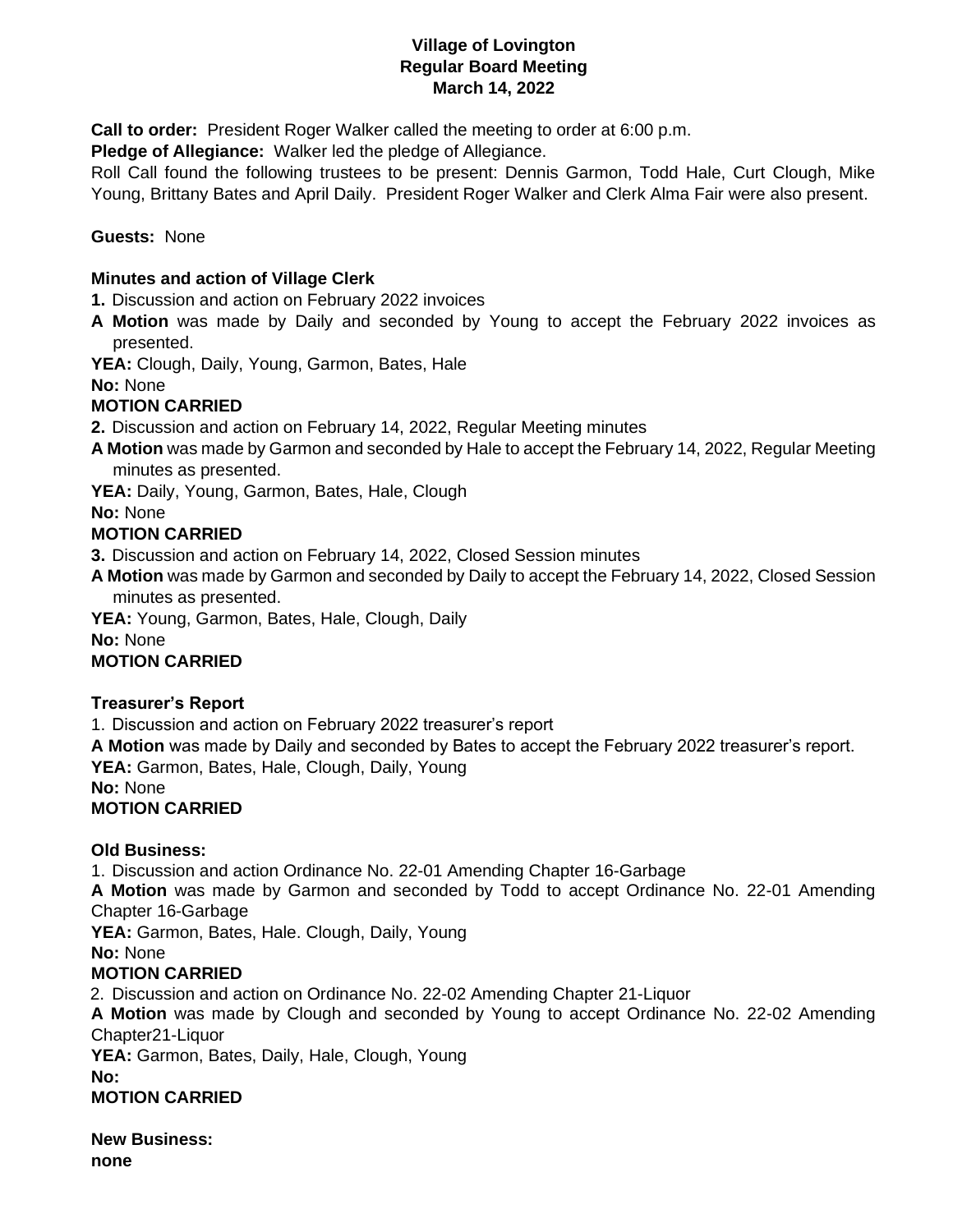**Village of Lovington**
**Regular Board Meeting**
**March 14, 2022**

**Call to order:** President Roger Walker called the meeting to order at 6:00 p.m.

**Pledge of Allegiance:** Walker led the pledge of Allegiance.

Roll Call found the following trustees to be present: Dennis Garmon, Todd Hale, Curt Clough, Mike Young, Brittany Bates and April Daily. President Roger Walker and Clerk Alma Fair were also present.

**Guests:** None

**Minutes and action of Village Clerk**

**1.** Discussion and action on February 2022 invoices

**A Motion** was made by Daily and seconded by Young to accept the February 2022 invoices as presented.

**YEA:** Clough, Daily, Young, Garmon, Bates, Hale

**No:** None

**MOTION CARRIED**

**2.** Discussion and action on February 14, 2022, Regular Meeting minutes

**A Motion** was made by Garmon and seconded by Hale to accept the February 14, 2022, Regular Meeting minutes as presented.

**YEA:** Daily, Young, Garmon, Bates, Hale, Clough

**No:** None

**MOTION CARRIED**

**3.** Discussion and action on February 14, 2022, Closed Session minutes

**A Motion** was made by Garmon and seconded by Daily to accept the February 14, 2022, Closed Session minutes as presented.

**YEA:** Young, Garmon, Bates, Hale, Clough, Daily

**No:** None

**MOTION CARRIED**

**Treasurer's Report**

1. Discussion and action on February 2022 treasurer's report

**A Motion** was made by Daily and seconded by Bates to accept the February 2022 treasurer's report.

**YEA:** Garmon, Bates, Hale, Clough, Daily, Young

**No:** None

**MOTION CARRIED**

**Old Business:**

1. Discussion and action Ordinance No. 22-01 Amending Chapter 16-Garbage

**A Motion** was made by Garmon and seconded by Todd to accept Ordinance No. 22-01 Amending Chapter 16-Garbage

**YEA:** Garmon, Bates, Hale. Clough, Daily, Young

**No:** None

**MOTION CARRIED**

2. Discussion and action on Ordinance No. 22-02 Amending Chapter 21-Liquor

**A Motion** was made by Clough and seconded by Young to accept Ordinance No. 22-02 Amending Chapter21-Liquor

**YEA:** Garmon, Bates, Daily, Hale, Clough, Young

**No:**

**MOTION CARRIED**

**New Business:**

**none**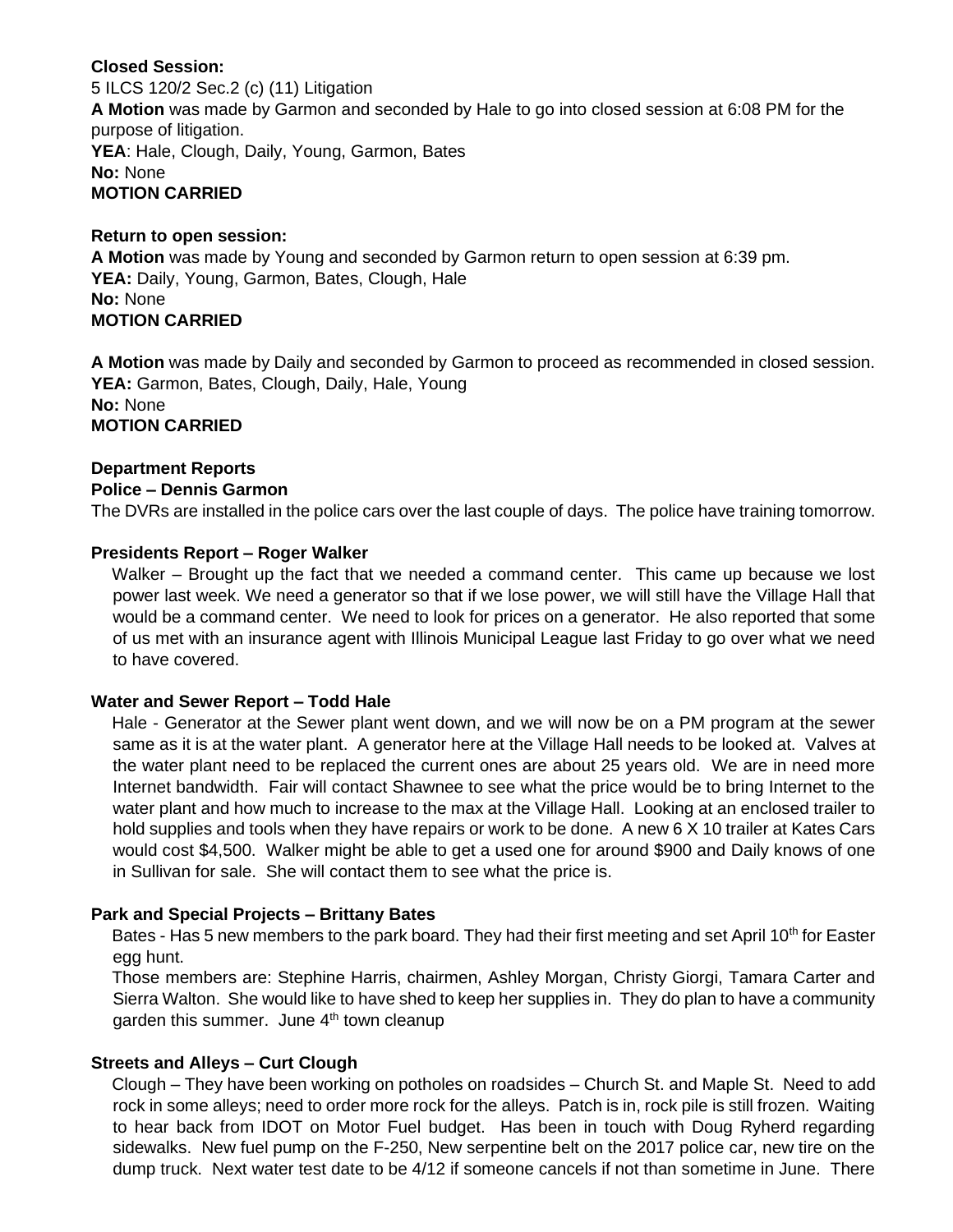**Closed Session:**
5 ILCS 120/2 Sec.2 (c) (11) Litigation
**A Motion** was made by Garmon and seconded by Hale to go into closed session at 6:08 PM for the purpose of litigation.
**YEA**: Hale, Clough, Daily, Young, Garmon, Bates
**No:** None
**MOTION CARRIED**

**Return to open session:**
**A Motion** was made by Young and seconded by Garmon return to open session at 6:39 pm.
**YEA:** Daily, Young, Garmon, Bates, Clough, Hale
**No:** None
**MOTION CARRIED**

**A Motion** was made by Daily and seconded by Garmon to proceed as recommended in closed session.
**YEA:** Garmon, Bates, Clough, Daily, Hale, Young
**No:** None
**MOTION CARRIED**

**Department Reports**

**Police – Dennis Garmon**

The DVRs are installed in the police cars over the last couple of days. The police have training tomorrow.

**Presidents Report – Roger Walker**

Walker – Brought up the fact that we needed a command center. This came up because we lost power last week. We need a generator so that if we lose power, we will still have the Village Hall that would be a command center. We need to look for prices on a generator. He also reported that some of us met with an insurance agent with Illinois Municipal League last Friday to go over what we need to have covered.

**Water and Sewer Report – Todd Hale**

Hale - Generator at the Sewer plant went down, and we will now be on a PM program at the sewer same as it is at the water plant. A generator here at the Village Hall needs to be looked at. Valves at the water plant need to be replaced the current ones are about 25 years old. We are in need more Internet bandwidth. Fair will contact Shawnee to see what the price would be to bring Internet to the water plant and how much to increase to the max at the Village Hall. Looking at an enclosed trailer to hold supplies and tools when they have repairs or work to be done. A new 6 X 10 trailer at Kates Cars would cost $4,500. Walker might be able to get a used one for around $900 and Daily knows of one in Sullivan for sale. She will contact them to see what the price is.

**Park and Special Projects – Brittany Bates**

Bates - Has 5 new members to the park board. They had their first meeting and set April 10th for Easter egg hunt.

Those members are: Stephine Harris, chairmen, Ashley Morgan, Christy Giorgi, Tamara Carter and Sierra Walton. She would like to have shed to keep her supplies in. They do plan to have a community garden this summer. June 4th town cleanup

**Streets and Alleys – Curt Clough**

Clough – They have been working on potholes on roadsides – Church St. and Maple St. Need to add rock in some alleys; need to order more rock for the alleys. Patch is in, rock pile is still frozen. Waiting to hear back from IDOT on Motor Fuel budget. Has been in touch with Doug Ryherd regarding sidewalks. New fuel pump on the F-250, New serpentine belt on the 2017 police car, new tire on the dump truck. Next water test date to be 4/12 if someone cancels if not than sometime in June. There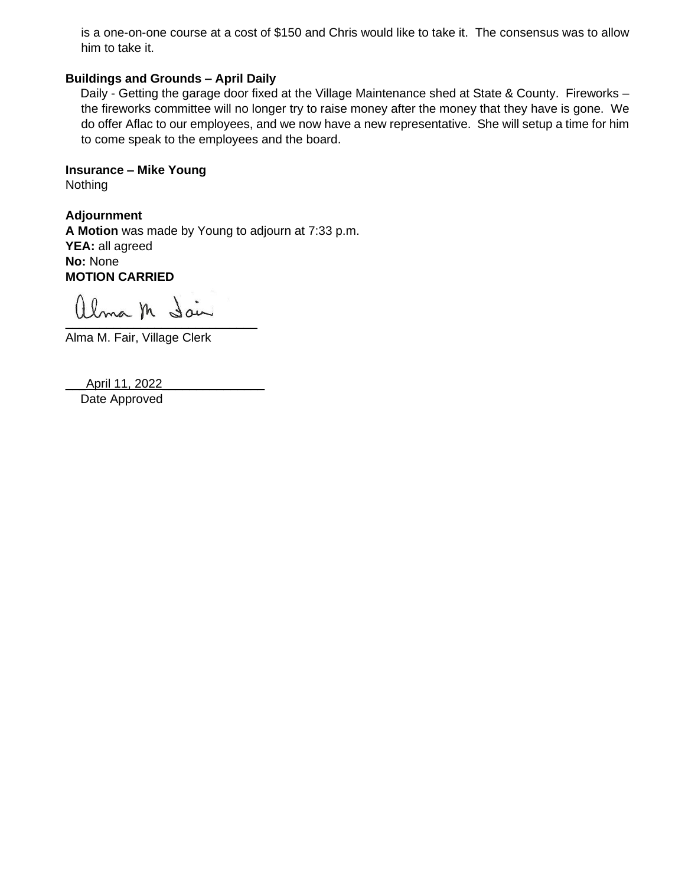is a one-on-one course at a cost of $150 and Chris would like to take it. The consensus was to allow him to take it.

**Buildings and Grounds – April Daily**

Daily - Getting the garage door fixed at the Village Maintenance shed at State & County. Fireworks – the fireworks committee will no longer try to raise money after the money that they have is gone. We do offer Aflac to our employees, and we now have a new representative. She will setup a time for him to come speak to the employees and the board.

**Insurance – Mike Young**

Nothing

**Adjournment**

**A Motion** was made by Young to adjourn at 7:33 p.m.

**YEA:** all agreed

**No:** None

**MOTION CARRIED**

Alma M. Fair

Alma M. Fair, Village Clerk

April 11, 2022

Date Approved